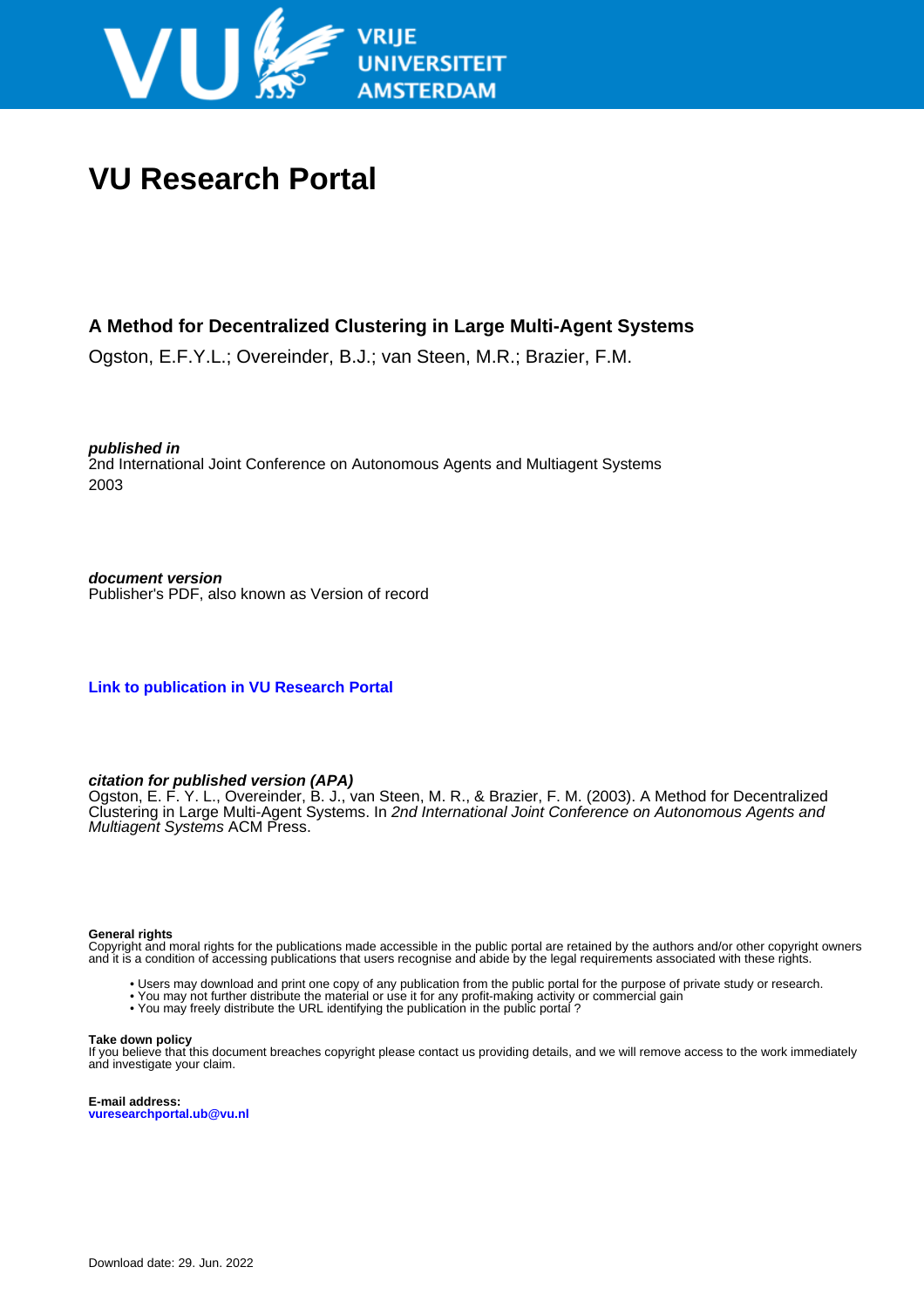VRIJE UNIVERSITEIT AMSTERDAM

# VU Research Portal

## A Method for Decentralized Clustering in Large Multi-Agent Systems

Ogston, E.F.Y.L.; Overeinder, B.J.; van Steen, M.R.; Brazier, F.M.

***published in***
2nd International Joint Conference on Autonomous Agents and Multiagent Systems
2003

***document version***
Publisher's PDF, also known as Version of record

**Link to publication in VU Research Portal**

***citation for published version (APA)***
Ogston, E. F. Y. L., Overeinder, B. J., van Steen, M. R., & Brazier, F. M. (2003). A Method for Decentralized Clustering in Large Multi-Agent Systems. In *2nd International Joint Conference on Autonomous Agents and Multiagent Systems* ACM Press.

**General rights**
Copyright and moral rights for the publications made accessible in the public portal are retained by the authors and/or other copyright owners and it is a condition of accessing publications that users recognise and abide by the legal requirements associated with these rights.

- Users may download and print one copy of any publication from the public portal for the purpose of private study or research.
- You may not further distribute the material or use it for any profit-making activity or commercial gain
- You may freely distribute the URL identifying the publication in the public portal ?

**Take down policy**
If you believe that this document breaches copyright please contact us providing details, and we will remove access to the work immediately and investigate your claim.

**E-mail address:**
**vuresearchportal.ub@vu.nl**

Download date: 29. Jun. 2022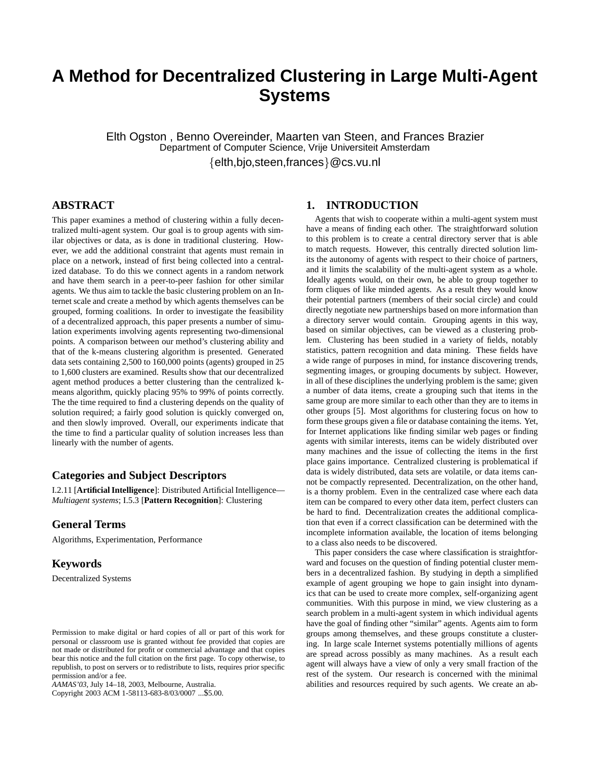# A Method for Decentralized Clustering in Large Multi-Agent Systems

Elth Ogston , Benno Overeinder, Maarten van Steen, and Frances Brazier
Department of Computer Science, Vrije Universiteit Amsterdam
{elth,bjo,steen,frances}@cs.vu.nl

## ABSTRACT

This paper examines a method of clustering within a fully decentralized multi-agent system. Our goal is to group agents with similar objectives or data, as is done in traditional clustering. However, we add the additional constraint that agents must remain in place on a network, instead of first being collected into a centralized database. To do this we connect agents in a random network and have them search in a peer-to-peer fashion for other similar agents. We thus aim to tackle the basic clustering problem on an Internet scale and create a method by which agents themselves can be grouped, forming coalitions. In order to investigate the feasibility of a decentralized approach, this paper presents a number of simulation experiments involving agents representing two-dimensional points. A comparison between our method's clustering ability and that of the k-means clustering algorithm is presented. Generated data sets containing 2,500 to 160,000 points (agents) grouped in 25 to 1,600 clusters are examined. Results show that our decentralized agent method produces a better clustering than the centralized k-means algorithm, quickly placing 95% to 99% of points correctly. The the time required to find a clustering depends on the quality of solution required; a fairly good solution is quickly converged on, and then slowly improved. Overall, our experiments indicate that the time to find a particular quality of solution increases less than linearly with the number of agents.

### Categories and Subject Descriptors

I.2.11 [**Artificial Intelligence**]: Distributed Artificial Intelligence—*Multiagent systems*; I.5.3 [**Pattern Recognition**]: Clustering

### General Terms

Algorithms, Experimentation, Performance

### Keywords

Decentralized Systems

Permission to make digital or hard copies of all or part of this work for personal or classroom use is granted without fee provided that copies are not made or distributed for profit or commercial advantage and that copies bear this notice and the full citation on the first page. To copy otherwise, to republish, to post on servers or to redistribute to lists, requires prior specific permission and/or a fee.
*AAMAS'03*, July 14–18, 2003, Melbourne, Australia.
Copyright 2003 ACM 1-58113-683-8/03/0007 ...$5.00.

## 1. INTRODUCTION

Agents that wish to cooperate within a multi-agent system must have a means of finding each other. The straightforward solution to this problem is to create a central directory server that is able to match requests. However, this centrally directed solution limits the autonomy of agents with respect to their choice of partners, and it limits the scalability of the multi-agent system as a whole. Ideally agents would, on their own, be able to group together to form cliques of like minded agents. As a result they would know their potential partners (members of their social circle) and could directly negotiate new partnerships based on more information than a directory server would contain. Grouping agents in this way, based on similar objectives, can be viewed as a clustering problem. Clustering has been studied in a variety of fields, notably statistics, pattern recognition and data mining. These fields have a wide range of purposes in mind, for instance discovering trends, segmenting images, or grouping documents by subject. However, in all of these disciplines the underlying problem is the same; given a number of data items, create a grouping such that items in the same group are more similar to each other than they are to items in other groups [5]. Most algorithms for clustering focus on how to form these groups given a file or database containing the items. Yet, for Internet applications like finding similar web pages or finding agents with similar interests, items can be widely distributed over many machines and the issue of collecting the items in the first place gains importance. Centralized clustering is problematical if data is widely distributed, data sets are volatile, or data items cannot be compactly represented. Decentralization, on the other hand, is a thorny problem. Even in the centralized case where each data item can be compared to every other data item, perfect clusters can be hard to find. Decentralization creates the additional complication that even if a correct classification can be determined with the incomplete information available, the location of items belonging to a class also needs to be discovered.

This paper considers the case where classification is straightforward and focuses on the question of finding potential cluster members in a decentralized fashion. By studying in depth a simplified example of agent grouping we hope to gain insight into dynamics that can be used to create more complex, self-organizing agent communities. With this purpose in mind, we view clustering as a search problem in a multi-agent system in which individual agents have the goal of finding other "similar" agents. Agents aim to form groups among themselves, and these groups constitute a clustering. In large scale Internet systems potentially millions of agents are spread across possibly as many machines. As a result each agent will always have a view of only a very small fraction of the rest of the system. Our research is concerned with the minimal abilities and resources required by such agents. We create an ab-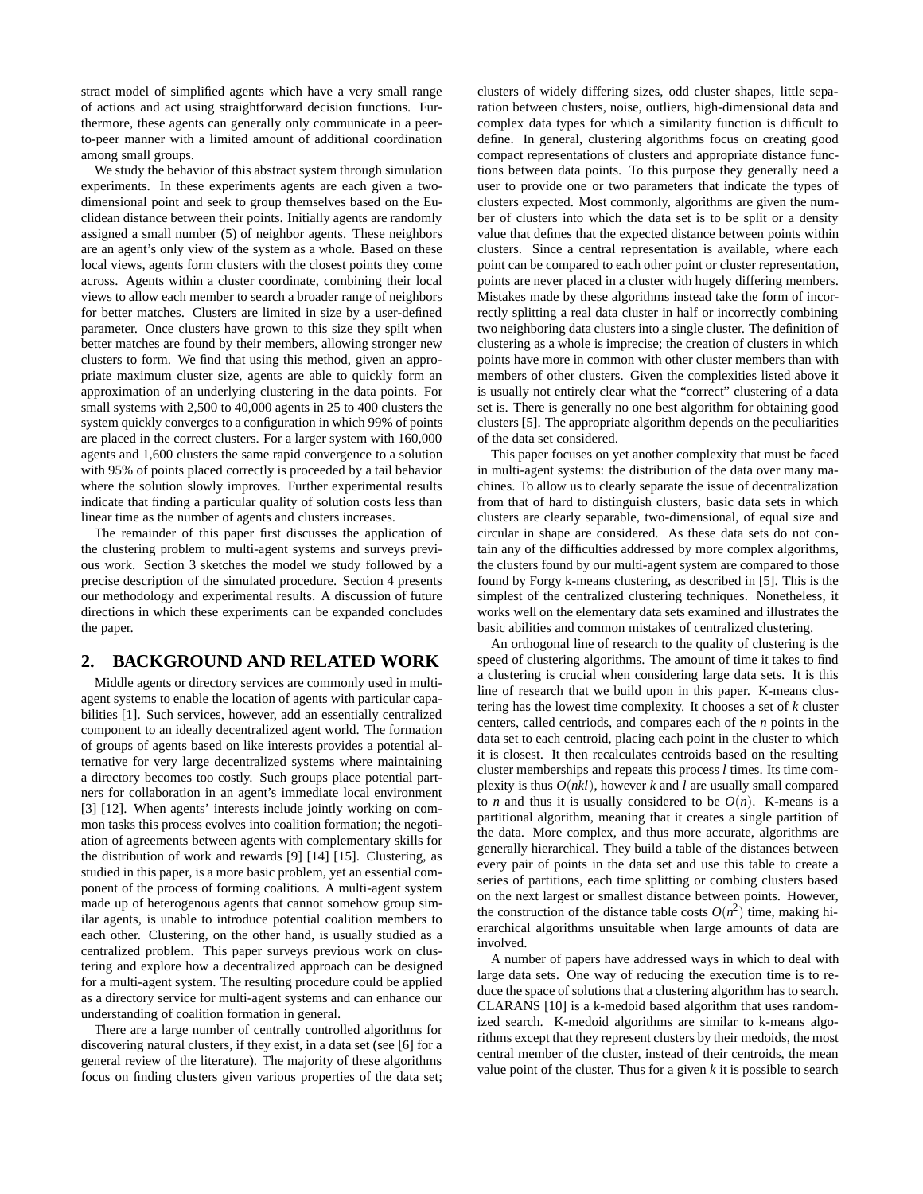stract model of simplified agents which have a very small range of actions and act using straightforward decision functions. Furthermore, these agents can generally only communicate in a peer-to-peer manner with a limited amount of additional coordination among small groups.

We study the behavior of this abstract system through simulation experiments. In these experiments agents are each given a two-dimensional point and seek to group themselves based on the Euclidean distance between their points. Initially agents are randomly assigned a small number (5) of neighbor agents. These neighbors are an agent's only view of the system as a whole. Based on these local views, agents form clusters with the closest points they come across. Agents within a cluster coordinate, combining their local views to allow each member to search a broader range of neighbors for better matches. Clusters are limited in size by a user-defined parameter. Once clusters have grown to this size they spilt when better matches are found by their members, allowing stronger new clusters to form. We find that using this method, given an appropriate maximum cluster size, agents are able to quickly form an approximation of an underlying clustering in the data points. For small systems with 2,500 to 40,000 agents in 25 to 400 clusters the system quickly converges to a configuration in which 99% of points are placed in the correct clusters. For a larger system with 160,000 agents and 1,600 clusters the same rapid convergence to a solution with 95% of points placed correctly is proceeded by a tail behavior where the solution slowly improves. Further experimental results indicate that finding a particular quality of solution costs less than linear time as the number of agents and clusters increases.

The remainder of this paper first discusses the application of the clustering problem to multi-agent systems and surveys previous work. Section 3 sketches the model we study followed by a precise description of the simulated procedure. Section 4 presents our methodology and experimental results. A discussion of future directions in which these experiments can be expanded concludes the paper.

## 2. BACKGROUND AND RELATED WORK

Middle agents or directory services are commonly used in multi-agent systems to enable the location of agents with particular capabilities [1]. Such services, however, add an essentially centralized component to an ideally decentralized agent world. The formation of groups of agents based on like interests provides a potential alternative for very large decentralized systems where maintaining a directory becomes too costly. Such groups place potential partners for collaboration in an agent's immediate local environment [3] [12]. When agents' interests include jointly working on common tasks this process evolves into coalition formation; the negotiation of agreements between agents with complementary skills for the distribution of work and rewards [9] [14] [15]. Clustering, as studied in this paper, is a more basic problem, yet an essential component of the process of forming coalitions. A multi-agent system made up of heterogenous agents that cannot somehow group similar agents, is unable to introduce potential coalition members to each other. Clustering, on the other hand, is usually studied as a centralized problem. This paper surveys previous work on clustering and explore how a decentralized approach can be designed for a multi-agent system. The resulting procedure could be applied as a directory service for multi-agent systems and can enhance our understanding of coalition formation in general.

There are a large number of centrally controlled algorithms for discovering natural clusters, if they exist, in a data set (see [6] for a general review of the literature). The majority of these algorithms focus on finding clusters given various properties of the data set; clusters of widely differing sizes, odd cluster shapes, little separation between clusters, noise, outliers, high-dimensional data and complex data types for which a similarity function is difficult to define. In general, clustering algorithms focus on creating good compact representations of clusters and appropriate distance functions between data points. To this purpose they generally need a user to provide one or two parameters that indicate the types of clusters expected. Most commonly, algorithms are given the number of clusters into which the data set is to be split or a density value that defines that the expected distance between points within clusters. Since a central representation is available, where each point can be compared to each other point or cluster representation, points are never placed in a cluster with hugely differing members. Mistakes made by these algorithms instead take the form of incorrectly splitting a real data cluster in half or incorrectly combining two neighboring data clusters into a single cluster. The definition of clustering as a whole is imprecise; the creation of clusters in which points have more in common with other cluster members than with members of other clusters. Given the complexities listed above it is usually not entirely clear what the "correct" clustering of a data set is. There is generally no one best algorithm for obtaining good clusters [5]. The appropriate algorithm depends on the peculiarities of the data set considered.

This paper focuses on yet another complexity that must be faced in multi-agent systems: the distribution of the data over many machines. To allow us to clearly separate the issue of decentralization from that of hard to distinguish clusters, basic data sets in which clusters are clearly separable, two-dimensional, of equal size and circular in shape are considered. As these data sets do not contain any of the difficulties addressed by more complex algorithms, the clusters found by our multi-agent system are compared to those found by Forgy k-means clustering, as described in [5]. This is the simplest of the centralized clustering techniques. Nonetheless, it works well on the elementary data sets examined and illustrates the basic abilities and common mistakes of centralized clustering.

An orthogonal line of research to the quality of clustering is the speed of clustering algorithms. The amount of time it takes to find a clustering is crucial when considering large data sets. It is this line of research that we build upon in this paper. K-means clustering has the lowest time complexity. It chooses a set of $k$ cluster centers, called centroids, and compares each of the $n$ points in the data set to each centroid, placing each point in the cluster to which it is closest. It then recalculates centroids based on the resulting cluster memberships and repeats this process $l$ times. Its time complexity is thus $O(nkl)$, however $k$ and $l$ are usually small compared to $n$ and thus it is usually considered to be $O(n)$. K-means is a partitional algorithm, meaning that it creates a single partition of the data. More complex, and thus more accurate, algorithms are generally hierarchical. They build a table of the distances between every pair of points in the data set and use this table to create a series of partitions, each time splitting or combing clusters based on the next largest or smallest distance between points. However, the construction of the distance table costs $O(n^2)$ time, making hierarchical algorithms unsuitable when large amounts of data are involved.

A number of papers have addressed ways in which to deal with large data sets. One way of reducing the execution time is to reduce the space of solutions that a clustering algorithm has to search. CLARANS [10] is a k-medoid based algorithm that uses randomized search. K-medoid algorithms are similar to k-means algorithms except that they represent clusters by their medoids, the most central member of the cluster, instead of their centroids, the mean value point of the cluster. Thus for a given $k$ it is possible to search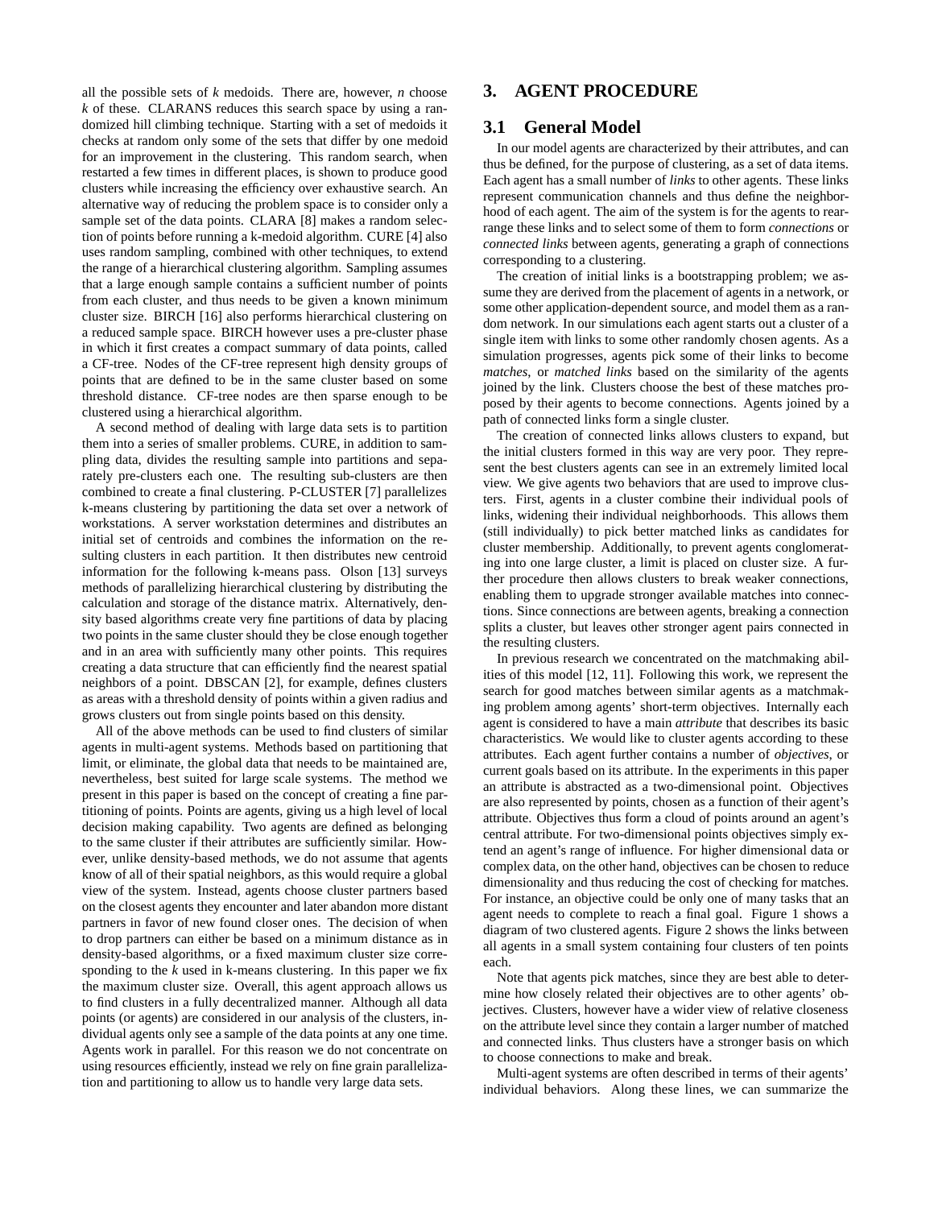all the possible sets of $k$ medoids. There are, however, $n$ choose $k$ of these. CLARANS reduces this search space by using a randomized hill climbing technique. Starting with a set of medoids it checks at random only some of the sets that differ by one medoid for an improvement in the clustering. This random search, when restarted a few times in different places, is shown to produce good clusters while increasing the efficiency over exhaustive search. An alternative way of reducing the problem space is to consider only a sample set of the data points. CLARA [8] makes a random selection of points before running a k-medoid algorithm. CURE [4] also uses random sampling, combined with other techniques, to extend the range of a hierarchical clustering algorithm. Sampling assumes that a large enough sample contains a sufficient number of points from each cluster, and thus needs to be given a known minimum cluster size. BIRCH [16] also performs hierarchical clustering on a reduced sample space. BIRCH however uses a pre-cluster phase in which it first creates a compact summary of data points, called a CF-tree. Nodes of the CF-tree represent high density groups of points that are defined to be in the same cluster based on some threshold distance. CF-tree nodes are then sparse enough to be clustered using a hierarchical algorithm.

A second method of dealing with large data sets is to partition them into a series of smaller problems. CURE, in addition to sampling data, divides the resulting sample into partitions and separately pre-clusters each one. The resulting sub-clusters are then combined to create a final clustering. P-CLUSTER [7] parallelizes k-means clustering by partitioning the data set over a network of workstations. A server workstation determines and distributes an initial set of centroids and combines the information on the resulting clusters in each partition. It then distributes new centroid information for the following k-means pass. Olson [13] surveys methods of parallelizing hierarchical clustering by distributing the calculation and storage of the distance matrix. Alternatively, density based algorithms create very fine partitions of data by placing two points in the same cluster should they be close enough together and in an area with sufficiently many other points. This requires creating a data structure that can efficiently find the nearest spatial neighbors of a point. DBSCAN [2], for example, defines clusters as areas with a threshold density of points within a given radius and grows clusters out from single points based on this density.

All of the above methods can be used to find clusters of similar agents in multi-agent systems. Methods based on partitioning that limit, or eliminate, the global data that needs to be maintained are, nevertheless, best suited for large scale systems. The method we present in this paper is based on the concept of creating a fine partitioning of points. Points are agents, giving us a high level of local decision making capability. Two agents are defined as belonging to the same cluster if their attributes are sufficiently similar. However, unlike density-based methods, we do not assume that agents know of all of their spatial neighbors, as this would require a global view of the system. Instead, agents choose cluster partners based on the closest agents they encounter and later abandon more distant partners in favor of new found closer ones. The decision of when to drop partners can either be based on a minimum distance as in density-based algorithms, or a fixed maximum cluster size corresponding to the $k$ used in k-means clustering. In this paper we fix the maximum cluster size. Overall, this agent approach allows us to find clusters in a fully decentralized manner. Although all data points (or agents) are considered in our analysis of the clusters, individual agents only see a sample of the data points at any one time. Agents work in parallel. For this reason we do not concentrate on using resources efficiently, instead we rely on fine grain parallelization and partitioning to allow us to handle very large data sets.

# 3. AGENT PROCEDURE

## 3.1 General Model

In our model agents are characterized by their attributes, and can thus be defined, for the purpose of clustering, as a set of data items. Each agent has a small number of *links* to other agents. These links represent communication channels and thus define the neighborhood of each agent. The aim of the system is for the agents to rearrange these links and to select some of them to form *connections* or *connected links* between agents, generating a graph of connections corresponding to a clustering.

The creation of initial links is a bootstrapping problem; we assume they are derived from the placement of agents in a network, or some other application-dependent source, and model them as a random network. In our simulations each agent starts out a cluster of a single item with links to some other randomly chosen agents. As a simulation progresses, agents pick some of their links to become *matches*, or *matched links* based on the similarity of the agents joined by the link. Clusters choose the best of these matches proposed by their agents to become connections. Agents joined by a path of connected links form a single cluster.

The creation of connected links allows clusters to expand, but the initial clusters formed in this way are very poor. They represent the best clusters agents can see in an extremely limited local view. We give agents two behaviors that are used to improve clusters. First, agents in a cluster combine their individual pools of links, widening their individual neighborhoods. This allows them (still individually) to pick better matched links as candidates for cluster membership. Additionally, to prevent agents conglomerating into one large cluster, a limit is placed on cluster size. A further procedure then allows clusters to break weaker connections, enabling them to upgrade stronger available matches into connections. Since connections are between agents, breaking a connection splits a cluster, but leaves other stronger agent pairs connected in the resulting clusters.

In previous research we concentrated on the matchmaking abilities of this model [12, 11]. Following this work, we represent the search for good matches between similar agents as a matchmaking problem among agents' short-term objectives. Internally each agent is considered to have a main *attribute* that describes its basic characteristics. We would like to cluster agents according to these attributes. Each agent further contains a number of *objectives*, or current goals based on its attribute. In the experiments in this paper an attribute is abstracted as a two-dimensional point. Objectives are also represented by points, chosen as a function of their agent's attribute. Objectives thus form a cloud of points around an agent's central attribute. For two-dimensional points objectives simply extend an agent's range of influence. For higher dimensional data or complex data, on the other hand, objectives can be chosen to reduce dimensionality and thus reducing the cost of checking for matches. For instance, an objective could be only one of many tasks that an agent needs to complete to reach a final goal. Figure 1 shows a diagram of two clustered agents. Figure 2 shows the links between all agents in a small system containing four clusters of ten points each.

Note that agents pick matches, since they are best able to determine how closely related their objectives are to other agents' objectives. Clusters, however have a wider view of relative closeness on the attribute level since they contain a larger number of matched and connected links. Thus clusters have a stronger basis on which to choose connections to make and break.

Multi-agent systems are often described in terms of their agents' individual behaviors. Along these lines, we can summarize the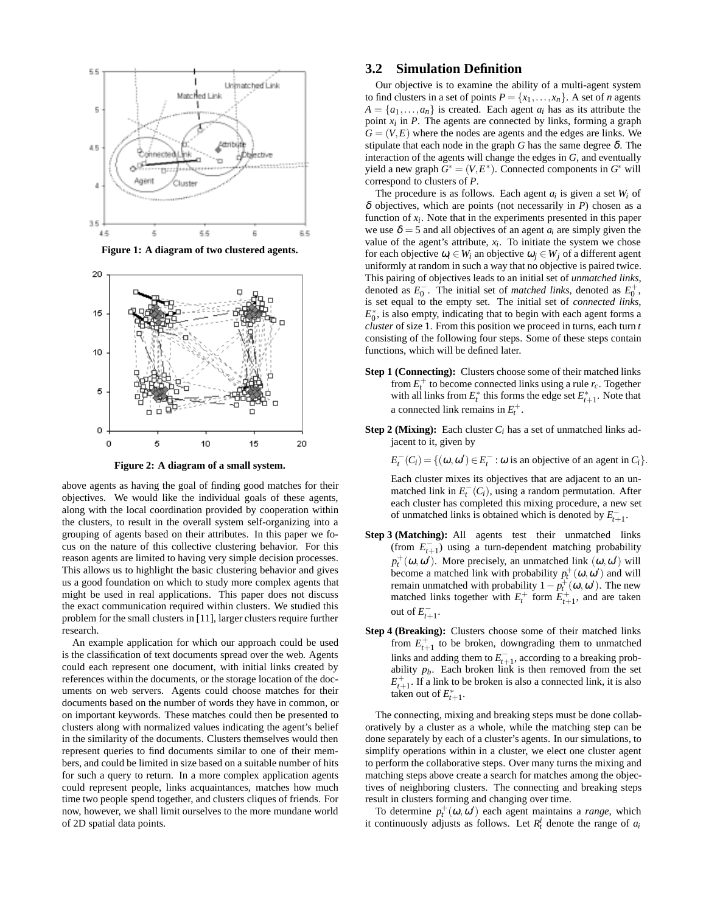Figure 1: A diagram of two clustered agents.

Figure 2: A diagram of a small system.

above agents as having the goal of finding good matches for their objectives. We would like the individual goals of these agents, along with the local coordination provided by cooperation within the clusters, to result in the overall system self-organizing into a grouping of agents based on their attributes. In this paper we focus on the nature of this collective clustering behavior. For this reason agents are limited to having very simple decision processes. This allows us to highlight the basic clustering behavior and gives us a good foundation on which to study more complex agents that might be used in real applications. This paper does not discuss the exact communication required within clusters. We studied this problem for the small clusters in [11], larger clusters require further research.

An example application for which our approach could be used is the classification of text documents spread over the web. Agents could each represent one document, with initial links created by references within the documents, or the storage location of the documents on web servers. Agents could choose matches for their documents based on the number of words they have in common, or on important keywords. These matches could then be presented to clusters along with normalized values indicating the agent's belief in the similarity of the documents. Clusters themselves would then represent queries to find documents similar to one of their members, and could be limited in size based on a suitable number of hits for such a query to return. In a more complex application agents could represent people, links acquaintances, matches how much time two people spend together, and clusters cliques of friends. For now, however, we shall limit ourselves to the more mundane world of 2D spatial data points.

## 3.2 Simulation Definition

Our objective is to examine the ability of a multi-agent system to find clusters in a set of points $P = \{x_1, \ldots, x_n\}$. A set of $n$ agents $A = \{a_1, \ldots, a_n\}$ is created. Each agent $a_i$ has as its attribute the point $x_i$ in $P$. The agents are connected by links, forming a graph $G = (V, E)$ where the nodes are agents and the edges are links. We stipulate that each node in the graph $G$ has the same degree $\delta$. The interaction of the agents will change the edges in $G$, and eventually yield a new graph $G^* = (V, E^*)$. Connected components in $G^*$ will correspond to clusters of $P$.

The procedure is as follows. Each agent $a_i$ is given a set $W_i$ of $\delta$ objectives, which are points (not necessarily in $P$) chosen as a function of $x_i$. Note that in the experiments presented in this paper we use $\delta = 5$ and all objectives of an agent $a_i$ are simply given the value of the agent's attribute, $x_i$. To initiate the system we chose for each objective $\omega_i \in W_i$ an objective $\omega_j \in W_j$ of a different agent uniformly at random in such a way that no objective is paired twice. This pairing of objectives leads to an initial set of *unmatched links*, denoted as $E_0^-$. The initial set of *matched links*, denoted as $E_0^+$, is set equal to the empty set. The initial set of *connected links*, $E_0^*$, is also empty, indicating that to begin with each agent forms a *cluster* of size 1. From this position we proceed in turns, each turn $t$ consisting of the following four steps. Some of these steps contain functions, which will be defined later.

**Step 1 (Connecting):** Clusters choose some of their matched links from $E_t^+$ to become connected links using a rule $r_c$. Together with all links from $E_t^*$ this forms the edge set $E_{t+1}^*$. Note that a connected link remains in $E_t^+$.

**Step 2 (Mixing):** Each cluster $C_i$ has a set of unmatched links adjacent to it, given by

$$E_t^-(C_i) = \{(\omega, \omega') \in E_t^- : \omega \text{ is an objective of an agent in } C_i\}.$$

Each cluster mixes its objectives that are adjacent to an unmatched link in $E_t^-(C_i)$, using a random permutation. After each cluster has completed this mixing procedure, a new set of unmatched links is obtained which is denoted by $E_{t+1}^-$.

**Step 3 (Matching):** All agents test their unmatched links (from $E_{t+1}^-$) using a turn-dependent matching probability $p_t^+(\omega, \omega')$. More precisely, an unmatched link $(\omega, \omega')$ will become a matched link with probability $p_t^+(\omega, \omega')$ and will remain unmatched with probability $1 - p_t^+(\omega, \omega')$. The new matched links together with $E_t^+$ form $E_{t+1}^+$, and are taken out of $E_{t+1}^-$.

**Step 4 (Breaking):** Clusters choose some of their matched links from $E_{t+1}^+$ to be broken, downgrading them to unmatched links and adding them to $E_{t+1}^-$, according to a breaking probability $p_b$. Each broken link is then removed from the set $E_{t+1}^+$. If a link to be broken is also a connected link, it is also taken out of $E_{t+1}^*$.

The connecting, mixing and breaking steps must be done collaboratively by a cluster as a whole, while the matching step can be done separately by each of a cluster's agents. In our simulations, to simplify operations within in a cluster, we elect one cluster agent to perform the collaborative steps. Over many turns the mixing and matching steps above create a search for matches among the objectives of neighboring clusters. The connecting and breaking steps result in clusters forming and changing over time.

To determine $p_t^+(\omega, \omega')$ each agent maintains a *range*, which it continuously adjusts as follows. Let $R_t^i$ denote the range of $a_i$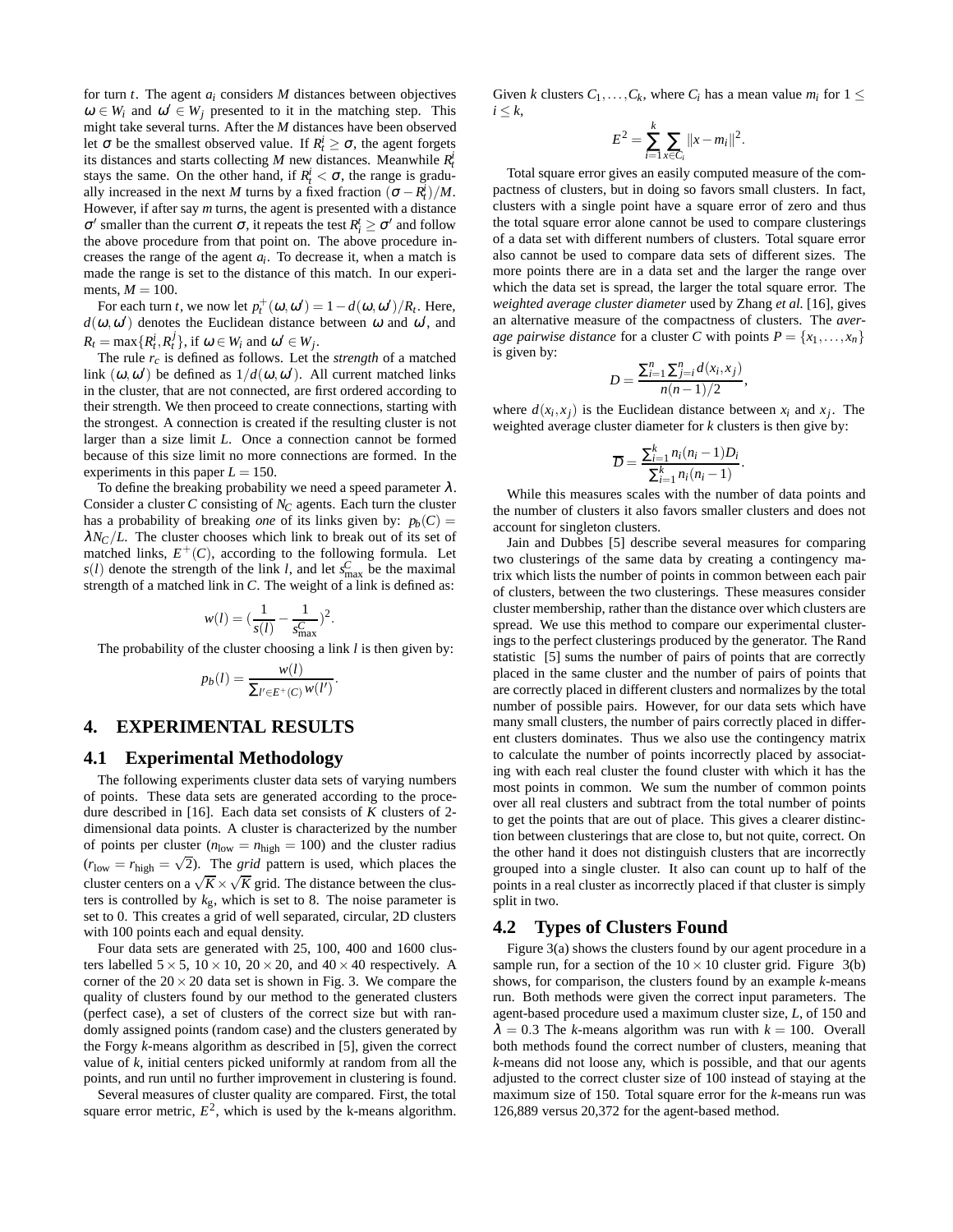for turn $t$. The agent $a_i$ considers $M$ distances between objectives $\omega \in W_i$ and $\omega' \in W_j$ presented to it in the matching step. This might take several turns. After the $M$ distances have been observed let $\sigma$ be the smallest observed value. If $R_t^i \geq \sigma$, the agent forgets its distances and starts collecting $M$ new distances. Meanwhile $R_t^i$ stays the same. On the other hand, if $R_t^i < \sigma$, the range is gradually increased in the next $M$ turns by a fixed fraction $(\sigma - R_t^i)/M$. However, if after say $m$ turns, the agent is presented with a distance $\sigma'$ smaller than the current $\sigma$, it repeats the test $R_i^t \geq \sigma'$ and follow the above procedure from that point on. The above procedure increases the range of the agent $a_i$. To decrease it, when a match is made the range is set to the distance of this match. In our experiments, $M = 100$.

For each turn $t$, we now let $p_t^+(\omega, \omega') = 1 - d(\omega, \omega')/R_t$. Here, $d(\omega, \omega')$ denotes the Euclidean distance between $\omega$ and $\omega'$, and $R_t = \max\{R_t^i, R_t^j\}$, if $\omega \in W_i$ and $\omega' \in W_j$.

The rule $r_c$ is defined as follows. Let the *strength* of a matched link $(\omega, \omega')$ be defined as $1/d(\omega, \omega')$. All current matched links in the cluster, that are not connected, are first ordered according to their strength. We then proceed to create connections, starting with the strongest. A connection is created if the resulting cluster is not larger than a size limit $L$. Once a connection cannot be formed because of this size limit no more connections are formed. In the experiments in this paper $L = 150$.

To define the breaking probability we need a speed parameter $\lambda$. Consider a cluster $C$ consisting of $N_C$ agents. Each turn the cluster has a probability of breaking *one* of its links given by: $p_b(C) = \lambda N_C/L$. The cluster chooses which link to break out of its set of matched links, $E^+(C)$, according to the following formula. Let $s(l)$ denote the strength of the link $l$, and let $s_{\max}^C$ be the maximal strength of a matched link in $C$. The weight of a link is defined as:

$$w(l) = \left(\frac{1}{s(l)} - \frac{1}{s_{\max}^C}\right)^2.$$

The probability of the cluster choosing a link $l$ is then given by:

$$p_b(l) = \frac{w(l)}{\sum_{l' \in E^+(C)} w(l')}.$$

## 4. EXPERIMENTAL RESULTS

### 4.1 Experimental Methodology

The following experiments cluster data sets of varying numbers of points. These data sets are generated according to the procedure described in [16]. Each data set consists of $K$ clusters of 2-dimensional data points. A cluster is characterized by the number of points per cluster ($n_{\text{low}} = n_{\text{high}} = 100$) and the cluster radius ($r_{\text{low}} = r_{\text{high}} = \sqrt{2}$). The *grid* pattern is used, which places the cluster centers on a $\sqrt{K} \times \sqrt{K}$ grid. The distance between the clusters is controlled by $k_g$, which is set to 8. The noise parameter is set to 0. This creates a grid of well separated, circular, 2D clusters with 100 points each and equal density.

Four data sets are generated with 25, 100, 400 and 1600 clusters labelled $5 \times 5$, $10 \times 10$, $20 \times 20$, and $40 \times 40$ respectively. A corner of the $20 \times 20$ data set is shown in Fig. 3. We compare the quality of clusters found by our method to the generated clusters (perfect case), a set of clusters of the correct size but with randomly assigned points (random case) and the clusters generated by the Forgy $k$-means algorithm as described in [5], given the correct value of $k$, initial centers picked uniformly at random from all the points, and run until no further improvement in clustering is found.

Several measures of cluster quality are compared. First, the total square error metric, $E^2$, which is used by the k-means algorithm. Given $k$ clusters $C_1, \ldots, C_k$, where $C_i$ has a mean value $m_i$ for $1 \leq i \leq k$,

$$E^2 = \sum_{i=1}^{k} \sum_{x \in C_i} \|x - m_i\|^2.$$

Total square error gives an easily computed measure of the compactness of clusters, but in doing so favors small clusters. In fact, clusters with a single point have a square error of zero and thus the total square error alone cannot be used to compare clusterings of a data set with different numbers of clusters. Total square error also cannot be used to compare data sets of different sizes. The more points there are in a data set and the larger the range over which the data set is spread, the larger the total square error. The *weighted average cluster diameter* used by Zhang *et al.* [16], gives an alternative measure of the compactness of clusters. The *average pairwise distance* for a cluster $C$ with points $P = \{x_1, \ldots, x_n\}$ is given by:

$$D = \frac{\sum_{i=1}^{n} \sum_{j=i}^{n} d(x_i, x_j)}{n(n-1)/2},$$

where $d(x_i, x_j)$ is the Euclidean distance between $x_i$ and $x_j$. The weighted average cluster diameter for $k$ clusters is then give by:

$$\overline{D} = \frac{\sum_{i=1}^{k} n_i(n_i - 1)D_i}{\sum_{i=1}^{k} n_i(n_i - 1)}.$$

While this measures scales with the number of data points and the number of clusters it also favors smaller clusters and does not account for singleton clusters.

Jain and Dubbes [5] describe several measures for comparing two clusterings of the same data by creating a contingency matrix which lists the number of points in common between each pair of clusters, between the two clusterings. These measures consider cluster membership, rather than the distance over which clusters are spread. We use this method to compare our experimental clusterings to the perfect clusterings produced by the generator. The Rand statistic [5] sums the number of pairs of points that are correctly placed in the same cluster and the number of pairs of points that are correctly placed in different clusters and normalizes by the total number of possible pairs. However, for our data sets which have many small clusters, the number of pairs correctly placed in different clusters dominates. Thus we also use the contingency matrix to calculate the number of points incorrectly placed by associating with each real cluster the found cluster with which it has the most points in common. We sum the number of common points over all real clusters and subtract from the total number of points to get the points that are out of place. This gives a clearer distinction between clusterings that are close to, but not quite, correct. On the other hand it does not distinguish clusters that are incorrectly grouped into a single cluster. It also can count up to half of the points in a real cluster as incorrectly placed if that cluster is simply split in two.

### 4.2 Types of Clusters Found

Figure 3(a) shows the clusters found by our agent procedure in a sample run, for a section of the $10 \times 10$ cluster grid. Figure 3(b) shows, for comparison, the clusters found by an example $k$-means run. Both methods were given the correct input parameters. The agent-based procedure used a maximum cluster size, $L$, of 150 and $\lambda = 0.3$ The $k$-means algorithm was run with $k = 100$. Overall both methods found the correct number of clusters, meaning that $k$-means did not loose any, which is possible, and that our agents adjusted to the correct cluster size of 100 instead of staying at the maximum size of 150. Total square error for the $k$-means run was 126,889 versus 20,372 for the agent-based method.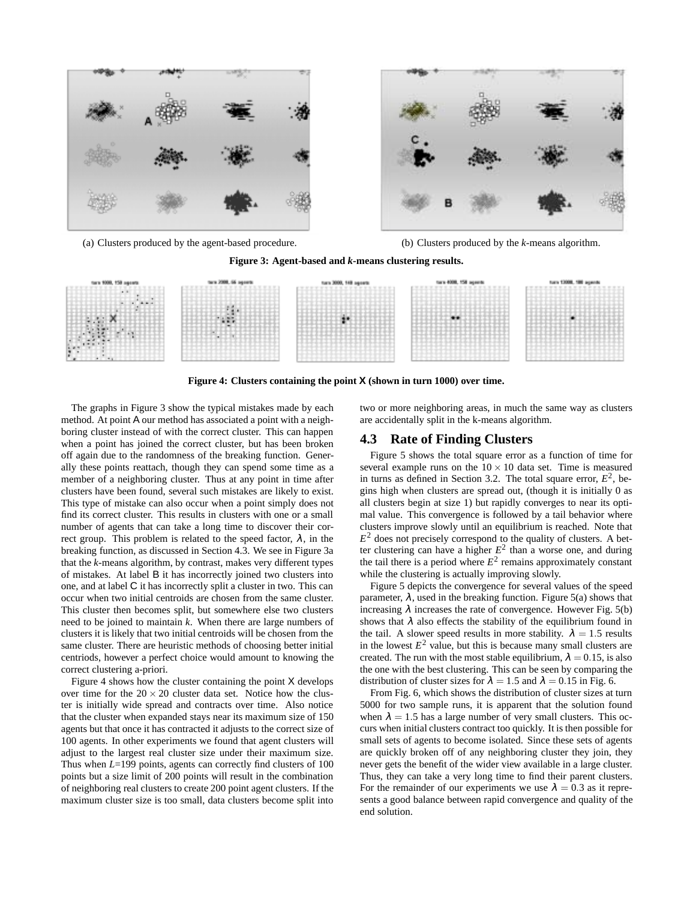(a) Clusters produced by the agent-based procedure.

(b) Clusters produced by the *k*-means algorithm.

**Figure 3: Agent-based and *k*-means clustering results.**

**Figure 4: Clusters containing the point X (shown in turn 1000) over time.**

The graphs in Figure 3 show the typical mistakes made by each method. At point A our method has associated a point with a neighboring cluster instead of with the correct cluster. This can happen when a point has joined the correct cluster, but has been broken off again due to the randomness of the breaking function. Generally these points reattach, though they can spend some time as a member of a neighboring cluster. Thus at any point in time after clusters have been found, several such mistakes are likely to exist. This type of mistake can also occur when a point simply does not find its correct cluster. This results in clusters with one or a small number of agents that can take a long time to discover their correct group. This problem is related to the speed factor, $\lambda$, in the breaking function, as discussed in Section 4.3. We see in Figure 3a that the *k*-means algorithm, by contrast, makes very different types of mistakes. At label B it has incorrectly joined two clusters into one, and at label C it has incorrectly split a cluster in two. This can occur when two initial centroids are chosen from the same cluster. This cluster then becomes split, but somewhere else two clusters need to be joined to maintain *k*. When there are large numbers of clusters it is likely that two initial centroids will be chosen from the same cluster. There are heuristic methods of choosing better initial centriods, however a perfect choice would amount to knowing the correct clustering a-priori.

Figure 4 shows how the cluster containing the point X develops over time for the $20 \times 20$ cluster data set. Notice how the cluster is initially wide spread and contracts over time. Also notice that the cluster when expanded stays near its maximum size of 150 agents but that once it has contracted it adjusts to the correct size of 100 agents. In other experiments we found that agent clusters will adjust to the largest real cluster size under their maximum size. Thus when $L$=199 points, agents can correctly find clusters of 100 points but a size limit of 200 points will result in the combination of neighboring real clusters to create 200 point agent clusters. If the maximum cluster size is too small, data clusters become split into two or more neighboring areas, in much the same way as clusters are accidentally split in the k-means algorithm.

## 4.3 Rate of Finding Clusters

Figure 5 shows the total square error as a function of time for several example runs on the $10 \times 10$ data set. Time is measured in turns as defined in Section 3.2. The total square error, $E^2$, begins high when clusters are spread out, (though it is initially 0 as all clusters begin at size 1) but rapidly converges to near its optimal value. This convergence is followed by a tail behavior where clusters improve slowly until an equilibrium is reached. Note that $E^2$ does not precisely correspond to the quality of clusters. A better clustering can have a higher $E^2$ than a worse one, and during the tail there is a period where $E^2$ remains approximately constant while the clustering is actually improving slowly.

Figure 5 depicts the convergence for several values of the speed parameter, $\lambda$, used in the breaking function. Figure 5(a) shows that increasing $\lambda$ increases the rate of convergence. However Fig. 5(b) shows that $\lambda$ also effects the stability of the equilibrium found in the tail. A slower speed results in more stability. $\lambda = 1.5$ results in the lowest $E^2$ value, but this is because many small clusters are created. The run with the most stable equilibrium, $\lambda = 0.15$, is also the one with the best clustering. This can be seen by comparing the distribution of cluster sizes for $\lambda = 1.5$ and $\lambda = 0.15$ in Fig. 6.

From Fig. 6, which shows the distribution of cluster sizes at turn 5000 for two sample runs, it is apparent that the solution found when $\lambda = 1.5$ has a large number of very small clusters. This occurs when initial clusters contract too quickly. It is then possible for small sets of agents to become isolated. Since these sets of agents are quickly broken off of any neighboring cluster they join, they never gets the benefit of the wider view available in a large cluster. Thus, they can take a very long time to find their parent clusters. For the remainder of our experiments we use $\lambda = 0.3$ as it represents a good balance between rapid convergence and quality of the end solution.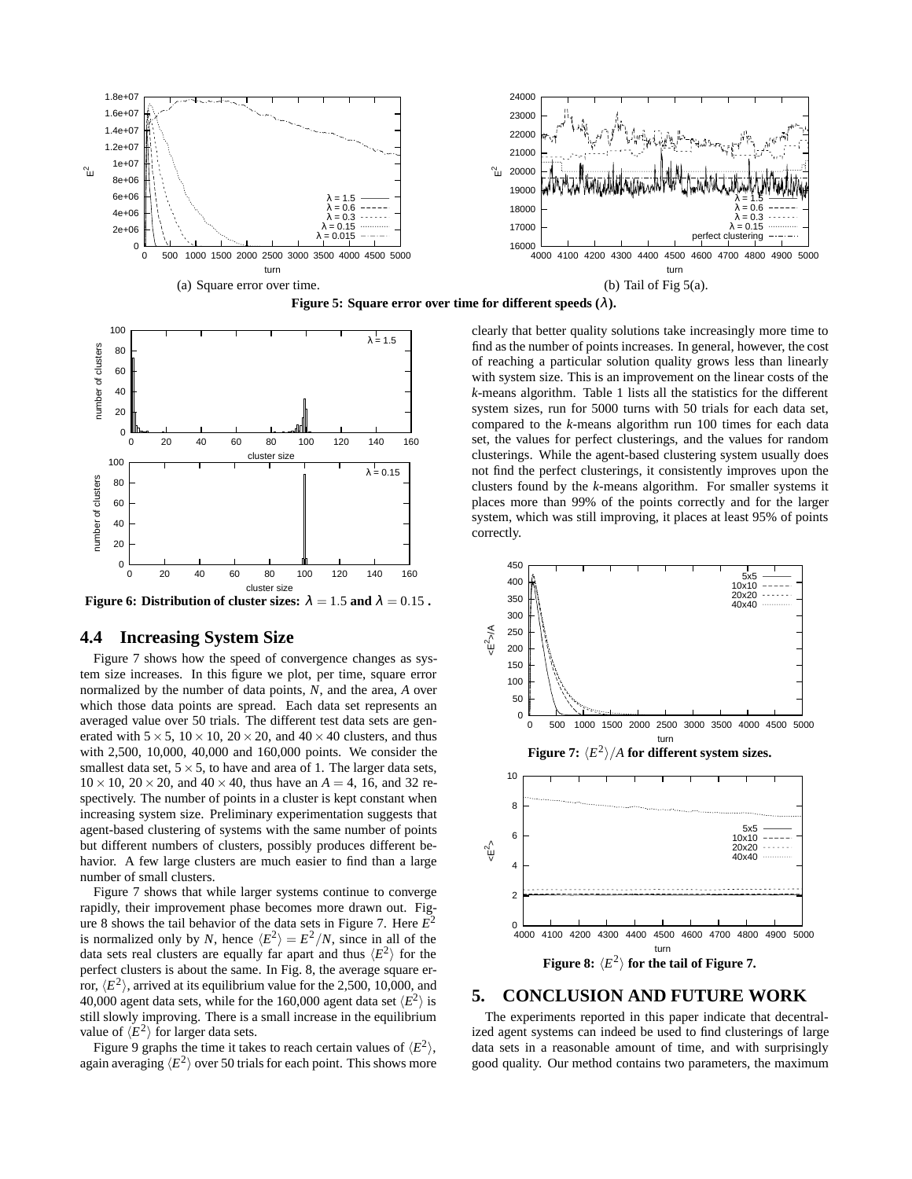(a) Square error over time.

(b) Tail of Fig 5(a).

**Figure 5: Square error over time for different speeds ($\lambda$).**

**Figure 6: Distribution of cluster sizes: $\lambda = 1.5$ and $\lambda = 0.15$ .**

## 4.4 Increasing System Size

Figure 7 shows how the speed of convergence changes as system size increases. In this figure we plot, per time, square error normalized by the number of data points, $N$, and the area, $A$ over which those data points are spread. Each data set represents an averaged value over 50 trials. The different test data sets are generated with $5 \times 5$, $10 \times 10$, $20 \times 20$, and $40 \times 40$ clusters, and thus with 2,500, 10,000, 40,000 and 160,000 points. We consider the smallest data set, $5 \times 5$, to have and area of 1. The larger data sets, $10 \times 10$, $20 \times 20$, and $40 \times 40$, thus have an $A = 4$, 16, and 32 respectively. The number of points in a cluster is kept constant when increasing system size. Preliminary experimentation suggests that agent-based clustering of systems with the same number of points but different numbers of clusters, possibly produces different behavior. A few large clusters are much easier to find than a large number of small clusters.

Figure 7 shows that while larger systems continue to converge rapidly, their improvement phase becomes more drawn out. Figure 8 shows the tail behavior of the data sets in Figure 7. Here $E^2$ is normalized only by $N$, hence $\langle E^2 \rangle = E^2/N$, since in all of the data sets real clusters are equally far apart and thus $\langle E^2 \rangle$ for the perfect clusters is about the same. In Fig. 8, the average square error, $\langle E^2 \rangle$, arrived at its equilibrium value for the 2,500, 10,000, and 40,000 agent data sets, while for the 160,000 agent data set $\langle E^2 \rangle$ is still slowly improving. There is a small increase in the equilibrium value of $\langle E^2 \rangle$ for larger data sets.

Figure 9 graphs the time it takes to reach certain values of $\langle E^2 \rangle$, again averaging $\langle E^2 \rangle$ over 50 trials for each point. This shows more clearly that better quality solutions take increasingly more time to find as the number of points increases. In general, however, the cost of reaching a particular solution quality grows less than linearly with system size. This is an improvement on the linear costs of the *k*-means algorithm. Table 1 lists all the statistics for the different system sizes, run for 5000 turns with 50 trials for each data set, compared to the *k*-means algorithm run 100 times for each data set, the values for perfect clusterings, and the values for random clusterings. While the agent-based clustering system usually does not find the perfect clusterings, it consistently improves upon the clusters found by the *k*-means algorithm. For smaller systems it places more than 99% of the points correctly and for the larger system, which was still improving, it places at least 95% of points correctly.

**Figure 7: $\langle E^2 \rangle / A$ for different system sizes.**

**Figure 8: $\langle E^2 \rangle$ for the tail of Figure 7.**

## 5. CONCLUSION AND FUTURE WORK

The experiments reported in this paper indicate that decentralized agent systems can indeed be used to find clusterings of large data sets in a reasonable amount of time, and with surprisingly good quality. Our method contains two parameters, the maximum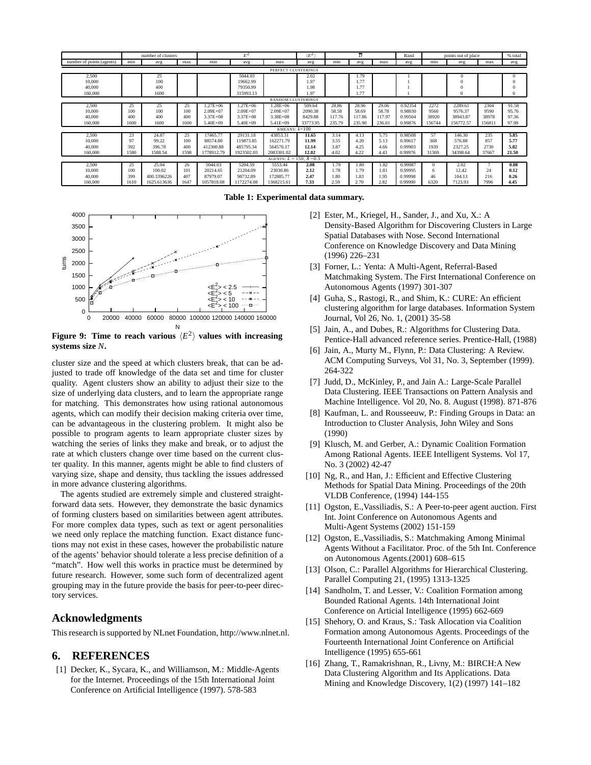| | number of clusters | | | $E^2$ | | | $\langle E^2 \rangle$ | $\overline{D}$ | | | Rand | points out of place | | | % total |
|---|---|---|---|---|---|---|---|---|---|---|---|---|---|---|---|
| number of points (agents) | min | avg | max | min | avg | max | avg | min | avg | max | avg | min | avg | max | avg |
| PERFECT CLUSTERINGS | | | | | | | | | | | | | | | |
| 2,500 | | 25 | | | 5044.03 | | 2.02 | | 1.79 | | 1 | | 0 | | 0 |
| 10,000 | | 100 | | | 19662.99 | | 1.97 | | 1.77 | | 1 | | 0 | | 0 |
| 40,000 | | 400 | | | 79350.99 | | 1.98 | | 1.77 | | 1 | | 0 | | 0 |
| 160,000 | | 1600 | | | 315993.13 | | 1.97 | | 1.77 | | 1 | | 0 | | 0 |
| RANDOM CLUSTERINGS | | | | | | | | | | | | | | | |
| 2,500 | 25 | 25 | 25 | 1.27E+06 | 1.27E+06 | 1.28E+06 | 509.64 | 28.86 | 28.96 | 29.06 | 0.92354 | 2272 | 2289.61 | 2304 | 91.58 |
| 10,000 | 100 | 100 | 100 | 2.09E+07 | 2.09E+07 | 2.09E+07 | 2090.38 | 58.58 | 58.69 | 58.78 | 0.98030 | 9560 | 9576.37 | 9590 | 95.76 |
| 40,000 | 400 | 400 | 400 | 3.37E+08 | 3.37E+08 | 3.38E+08 | 8429.88 | 117.76 | 117.86 | 117.97 | 0.99504 | 38920 | 38943.87 | 38978 | 97.36 |
| 160,000 | 1600 | 1600 | 1600 | 5.40E+09 | 5.40E+09 | 5.41E+09 | 33773.95 | 235.79 | 235.90 | 236.01 | 0.99876 | 156744 | 156772.57 | 156811 | 97.98 |
| KMEANS: $k$=100 | | | | | | | | | | | | | | | |
| 2,500 | 23 | 24.87 | 25 | 17465.77 | 29131.18 | 43853.31 | **11.65** | 3.14 | 4.13 | 5.75 | 0.98508 | 57 | 146.30 | 235 | **5.85** |
| 10,000 | 97 | 99.22 | 100 | 88574.80 | 119873.85 | 162271.79 | **11.99** | 3.55 | 4.20 | 5.13 | 0.99617 | 368 | 576.88 | 857 | **5.77** |
| 40,000 | 392 | 396.78 | 400 | 412300.88 | 485795.34 | 564576.17 | **12.14** | 3.87 | 4.25 | 4.66 | 0.99903 | 1939 | 2327.25 | 2730 | **5.82** |
| 160,000 | 1580 | 1588.54 | 1598 | 1778912.79 | 1923502.03 | 2083301.02 | **12.02** | 4.02 | 4.22 | 4.43 | 0.99976 | 31369 | 34398.64 | 37667 | **21.50** |
| AGENTS: $L$ = 150, $\lambda$ =0.3 | | | | | | | | | | | | | | | |
| 2,500 | 25 | 25.04 | 26 | 5044.03 | 5204.59 | 5553.44 | **2.08** | 1.79 | 1.80 | 1.82 | 0.99987 | 0 | 2.02 | 7 | **0.08** |
| 10,000 | 100 | 100.02 | 101 | 20214.65 | 21204.09 | 23030.86 | **2.12** | 1.78 | 1.79 | 1.81 | 0.99995 | 6 | 12.42 | 24 | **0.12** |
| 40,000 | 399 | 400.3396226 | 407 | 87979.07 | 98732.89 | 172885.77 | **2.47** | 1.80 | 1.83 | 1.95 | 0.99998 | 46 | 104.13 | 216 | **0.26** |
| 160,000 | 1610 | 1625.613636 | 1647 | 1057818.08 | 1172274.08 | 1368215.61 | **7.33** | 2.59 | 2.70 | 2.82 | 0.99990 | 6320 | 7123.93 | 7996 | **4.45** |

**Table 1: Experimental data summary.**

turns
4000
3500
3000
2500
2000
1500
1000
500
0
0 20000 40000 60000 80000 100000 120000 140000 160000
N
$\langle E^2 \rangle < 2.5$
$\langle E^2 \rangle < 5$
$\langle E^2 \rangle < 10$
$\langle E^2 \rangle < 100$

**Figure 9: Time to reach various $\langle E^2 \rangle$ values with increasing systems size $N$.**

cluster size and the speed at which clusters break, that can be adjusted to trade off knowledge of the data set and time for cluster quality. Agent clusters show an ability to adjust their size to the size of underlying data clusters, and to learn the appropriate range for matching. This demonstrates how using rational autonomous agents, which can modify their decision making criteria over time, can be advantageous in the clustering problem. It might also be possible to program agents to learn appropriate cluster sizes by watching the series of links they make and break, or to adjust the rate at which clusters change over time based on the current cluster quality. In this manner, agents might be able to find clusters of varying size, shape and density, thus tackling the issues addressed in more advance clustering algorithms.

The agents studied are extremely simple and clustered straightforward data sets. However, they demonstrate the basic dynamics of forming clusters based on similarities between agent attributes. For more complex data types, such as text or agent personalities we need only replace the matching function. Exact distance functions may not exist in these cases, however the probabilistic nature of the agents' behavior should tolerate a less precise definition of a "match". How well this works in practice must be determined by future research. However, some such form of decentralized agent grouping may in the future provide the basis for peer-to-peer directory services.

## Acknowledgments

This research is supported by NLnet Foundation, http://www.nlnet.nl.

## 6. REFERENCES

[1] Decker, K., Sycara, K., and Williamson, M.: Middle-Agents for the Internet. Proceedings of the 15th International Joint Conference on Artificial Intelligence (1997). 578-583

[2] Ester, M., Kriegel, H., Sander, J., and Xu, X.: A Density-Based Algorithm for Discovering Clusters in Large Spatial Databases with Nose. Second International Conference on Knowledge Discovery and Data Mining (1996) 226–231

[3] Forner, L.: Yenta: A Multi-Agent, Referral-Based Matchmaking System. The First International Conference on Autonomous Agents (1997) 301-307

[4] Guha, S., Rastogi, R., and Shim, K.: CURE: An efficient clustering algorithm for large databases. Information System Journal, Vol 26, No. 1, (2001) 35-58

[5] Jain, A., and Dubes, R.: Algorithms for Clustering Data. Pentice-Hall advanced reference series. Prentice-Hall, (1988)

[6] Jain, A., Murty M., Flynn, P.: Data Clustering: A Review. ACM Computing Surveys, Vol 31, No. 3, September (1999). 264-322

[7] Judd, D., McKinley, P., and Jain A.: Large-Scale Parallel Data Clustering. IEEE Transactions on Pattern Analysis and Machine Intelligence. Vol 20, No. 8. August (1998). 871-876

[8] Kaufman, L. and Rousseeuw, P.: Finding Groups in Data: an Introduction to Cluster Analysis, John Wiley and Sons (1990)

[9] Klusch, M. and Gerber, A.: Dynamic Coalition Formation Among Rational Agents. IEEE Intelligent Systems. Vol 17, No. 3 (2002) 42-47

[10] Ng, R., and Han, J.: Efficient and Effective Clustering Methods for Spatial Data Mining. Proceedings of the 20th VLDB Conference, (1994) 144-155

[11] Ogston, E.,Vassiliadis, S.: A Peer-to-peer agent auction. First Int. Joint Conference on Autonomous Agents and Multi-Agent Systems (2002) 151-159

[12] Ogston, E.,Vassiliadis, S.: Matchmaking Among Minimal Agents Without a Facilitator. Proc. of the 5th Int. Conference on Autonomous Agents.(2001) 608–615

[13] Olson, C.: Parallel Algorithms for Hierarchical Clustering. Parallel Computing 21, (1995) 1313-1325

[14] Sandholm, T. and Lesser, V.: Coalition Formation among Bounded Rational Agents. 14th International Joint Conference on Articial Intelligence (1995) 662-669

[15] Shehory, O. and Kraus, S.: Task Allocation via Coalition Formation among Autonomous Agents. Proceedings of the Fourteenth International Joint Conference on Artificial Intelligence (1995) 655-661

[16] Zhang, T., Ramakrishnan, R., Livny, M.: BIRCH:A New Data Clustering Algorithm and Its Applications. Data Mining and Knowledge Discovery, 1(2) (1997) 141–182